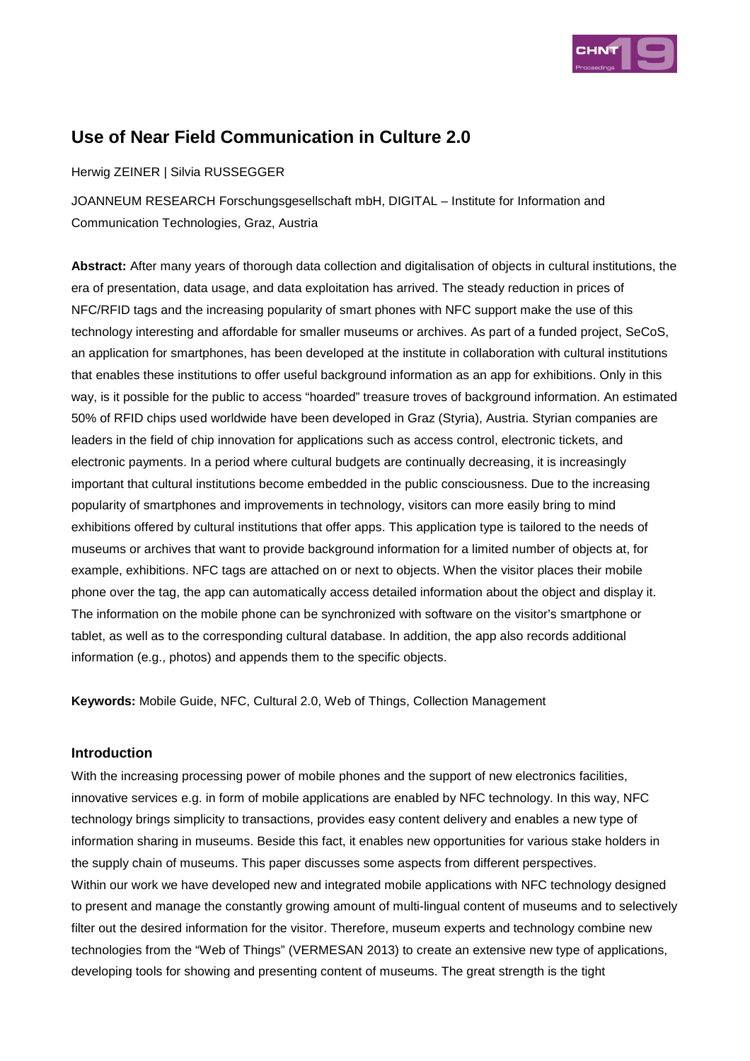# Use of Near Field Communication in Culture 2.0

Herwig ZEINER | Silvia RUSSEGGER

JOANNEUM RESEARCH Forschungsgesellschaft mbH, DIGITAL – Institute for Information and Communication Technologies, Graz, Austria

**Abstract:** After many years of thorough data collection and digitalisation of objects in cultural institutions, the era of presentation, data usage, and data exploitation has arrived. The steady reduction in prices of NFC/RFID tags and the increasing popularity of smart phones with NFC support make the use of this technology interesting and affordable for smaller museums or archives. As part of a funded project, SeCoS, an application for smartphones, has been developed at the institute in collaboration with cultural institutions that enables these institutions to offer useful background information as an app for exhibitions. Only in this way, is it possible for the public to access "hoarded" treasure troves of background information. An estimated 50% of RFID chips used worldwide have been developed in Graz (Styria), Austria. Styrian companies are leaders in the field of chip innovation for applications such as access control, electronic tickets, and electronic payments. In a period where cultural budgets are continually decreasing, it is increasingly important that cultural institutions become embedded in the public consciousness. Due to the increasing popularity of smartphones and improvements in technology, visitors can more easily bring to mind exhibitions offered by cultural institutions that offer apps. This application type is tailored to the needs of museums or archives that want to provide background information for a limited number of objects at, for example, exhibitions. NFC tags are attached on or next to objects. When the visitor places their mobile phone over the tag, the app can automatically access detailed information about the object and display it. The information on the mobile phone can be synchronized with software on the visitor's smartphone or tablet, as well as to the corresponding cultural database. In addition, the app also records additional information (e.g., photos) and appends them to the specific objects.

**Keywords:** Mobile Guide, NFC, Cultural 2.0, Web of Things, Collection Management

## Introduction

With the increasing processing power of mobile phones and the support of new electronics facilities, innovative services e.g. in form of mobile applications are enabled by NFC technology. In this way, NFC technology brings simplicity to transactions, provides easy content delivery and enables a new type of information sharing in museums. Beside this fact, it enables new opportunities for various stake holders in the supply chain of museums. This paper discusses some aspects from different perspectives.

Within our work we have developed new and integrated mobile applications with NFC technology designed to present and manage the constantly growing amount of multi-lingual content of museums and to selectively filter out the desired information for the visitor. Therefore, museum experts and technology combine new technologies from the "Web of Things" (VERMESAN 2013) to create an extensive new type of applications, developing tools for showing and presenting content of museums. The great strength is the tight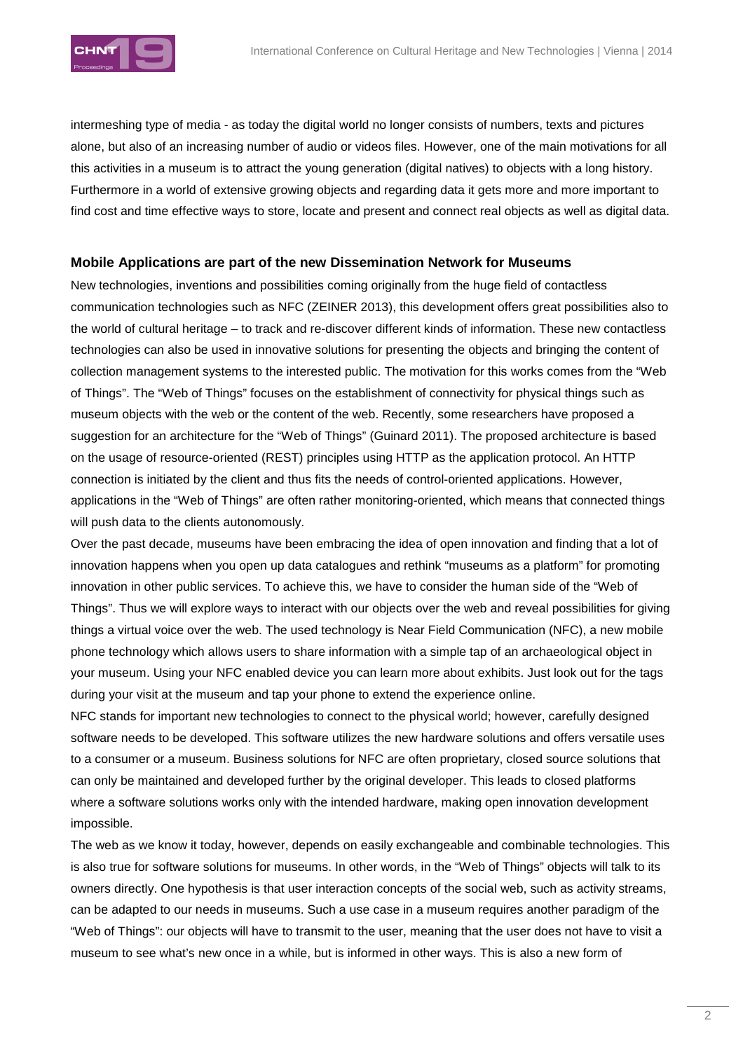intermeshing type of media - as today the digital world no longer consists of numbers, texts and pictures alone, but also of an increasing number of audio or videos files. However, one of the main motivations for all this activities in a museum is to attract the young generation (digital natives) to objects with a long history. Furthermore in a world of extensive growing objects and regarding data it gets more and more important to find cost and time effective ways to store, locate and present and connect real objects as well as digital data.

### Mobile Applications are part of the new Dissemination Network for Museums

New technologies, inventions and possibilities coming originally from the huge field of contactless communication technologies such as NFC (ZEINER 2013), this development offers great possibilities also to the world of cultural heritage – to track and re-discover different kinds of information. These new contactless technologies can also be used in innovative solutions for presenting the objects and bringing the content of collection management systems to the interested public. The motivation for this works comes from the "Web of Things". The "Web of Things" focuses on the establishment of connectivity for physical things such as museum objects with the web or the content of the web. Recently, some researchers have proposed a suggestion for an architecture for the "Web of Things" (Guinard 2011). The proposed architecture is based on the usage of resource-oriented (REST) principles using HTTP as the application protocol. An HTTP connection is initiated by the client and thus fits the needs of control-oriented applications. However, applications in the "Web of Things" are often rather monitoring-oriented, which means that connected things will push data to the clients autonomously.

Over the past decade, museums have been embracing the idea of open innovation and finding that a lot of innovation happens when you open up data catalogues and rethink "museums as a platform" for promoting innovation in other public services. To achieve this, we have to consider the human side of the "Web of Things". Thus we will explore ways to interact with our objects over the web and reveal possibilities for giving things a virtual voice over the web. The used technology is Near Field Communication (NFC), a new mobile phone technology which allows users to share information with a simple tap of an archaeological object in your museum. Using your NFC enabled device you can learn more about exhibits. Just look out for the tags during your visit at the museum and tap your phone to extend the experience online.

NFC stands for important new technologies to connect to the physical world; however, carefully designed software needs to be developed. This software utilizes the new hardware solutions and offers versatile uses to a consumer or a museum. Business solutions for NFC are often proprietary, closed source solutions that can only be maintained and developed further by the original developer. This leads to closed platforms where a software solutions works only with the intended hardware, making open innovation development impossible.

The web as we know it today, however, depends on easily exchangeable and combinable technologies. This is also true for software solutions for museums. In other words, in the "Web of Things" objects will talk to its owners directly. One hypothesis is that user interaction concepts of the social web, such as activity streams, can be adapted to our needs in museums. Such a use case in a museum requires another paradigm of the "Web of Things": our objects will have to transmit to the user, meaning that the user does not have to visit a museum to see what's new once in a while, but is informed in other ways. This is also a new form of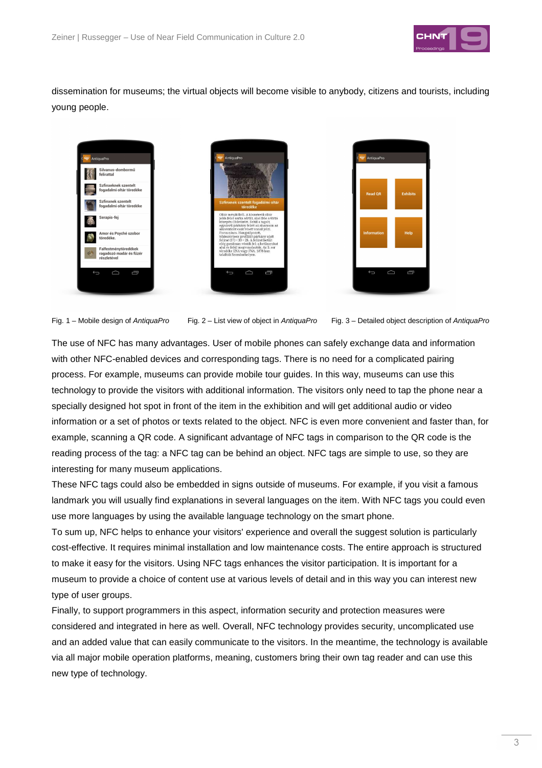dissemination for museums; the virtual objects will become visible to anybody, citizens and tourists, including young people.

Fig. 1 – Mobile design of *AntiquaPro* Fig. 2 – List view of object in *AntiquaPro* Fig. 3 – Detailed object description of *AntiquaPro*

The use of NFC has many advantages. User of mobile phones can safely exchange data and information with other NFC-enabled devices and corresponding tags. There is no need for a complicated pairing process. For example, museums can provide mobile tour guides. In this way, museums can use this technology to provide the visitors with additional information. The visitors only need to tap the phone near a specially designed hot spot in front of the item in the exhibition and will get additional audio or video information or a set of photos or texts related to the object. NFC is even more convenient and faster than, for example, scanning a QR code. A significant advantage of NFC tags in comparison to the QR code is the reading process of the tag: a NFC tag can be behind an object. NFC tags are simple to use, so they are interesting for many museum applications.

These NFC tags could also be embedded in signs outside of museums. For example, if you visit a famous landmark you will usually find explanations in several languages on the item. With NFC tags you could even use more languages by using the available language technology on the smart phone.

To sum up, NFC helps to enhance your visitors' experience and overall the suggest solution is particularly cost-effective. It requires minimal installation and low maintenance costs. The entire approach is structured to make it easy for the visitors. Using NFC tags enhances the visitor participation. It is important for a museum to provide a choice of content use at various levels of detail and in this way you can interest new type of user groups.

Finally, to support programmers in this aspect, information security and protection measures were considered and integrated in here as well. Overall, NFC technology provides security, uncomplicated use and an added value that can easily communicate to the visitors. In the meantime, the technology is available via all major mobile operation platforms, meaning, customers bring their own tag reader and can use this new type of technology.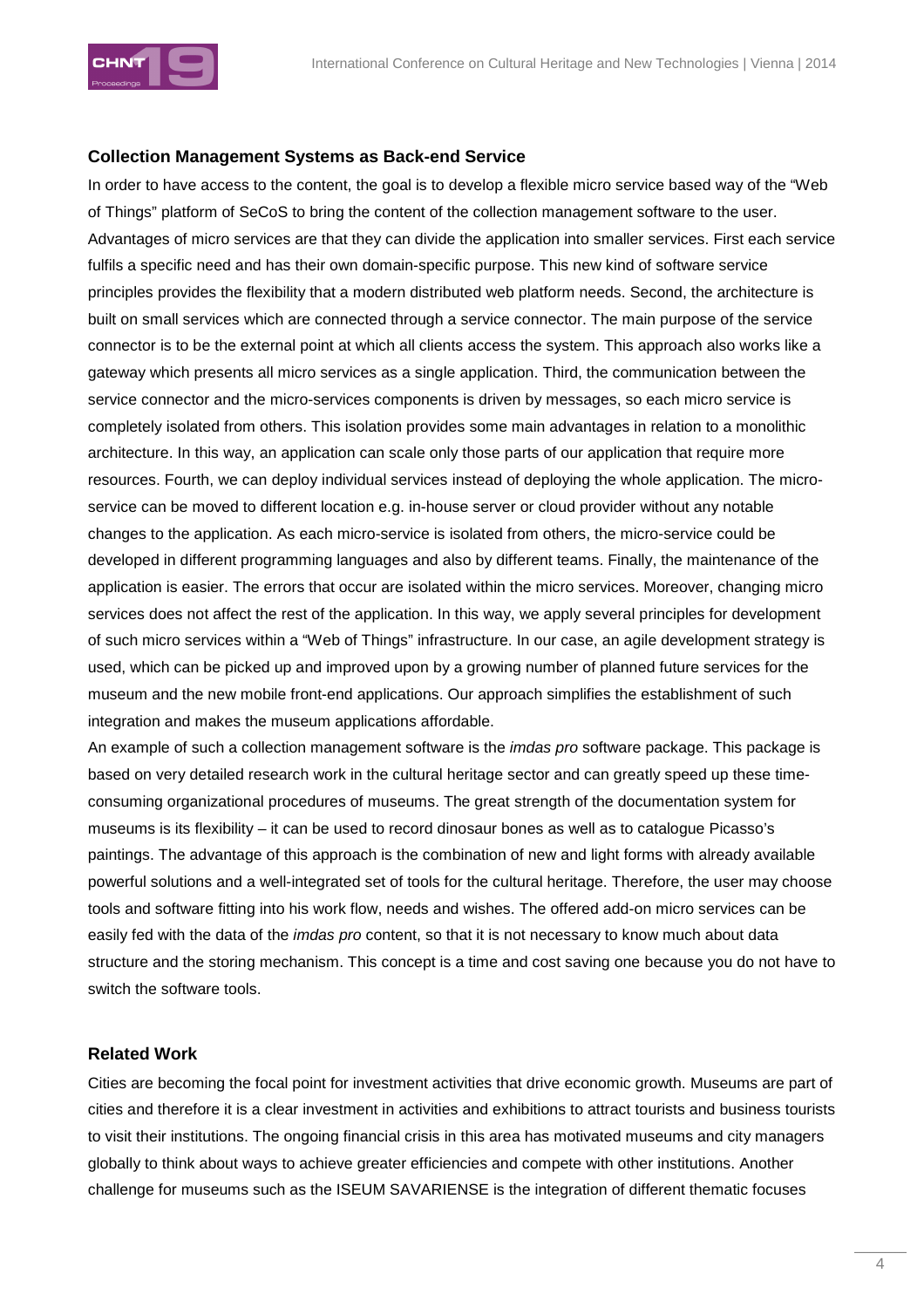### Collection Management Systems as Back-end Service

In order to have access to the content, the goal is to develop a flexible micro service based way of the "Web of Things" platform of SeCoS to bring the content of the collection management software to the user. Advantages of micro services are that they can divide the application into smaller services. First each service fulfils a specific need and has their own domain-specific purpose. This new kind of software service principles provides the flexibility that a modern distributed web platform needs. Second, the architecture is built on small services which are connected through a service connector. The main purpose of the service connector is to be the external point at which all clients access the system. This approach also works like a gateway which presents all micro services as a single application. Third, the communication between the service connector and the micro-services components is driven by messages, so each micro service is completely isolated from others. This isolation provides some main advantages in relation to a monolithic architecture. In this way, an application can scale only those parts of our application that require more resources. Fourth, we can deploy individual services instead of deploying the whole application. The micro-service can be moved to different location e.g. in-house server or cloud provider without any notable changes to the application. As each micro-service is isolated from others, the micro-service could be developed in different programming languages and also by different teams. Finally, the maintenance of the application is easier. The errors that occur are isolated within the micro services. Moreover, changing micro services does not affect the rest of the application. In this way, we apply several principles for development of such micro services within a "Web of Things" infrastructure. In our case, an agile development strategy is used, which can be picked up and improved upon by a growing number of planned future services for the museum and the new mobile front-end applications. Our approach simplifies the establishment of such integration and makes the museum applications affordable.

An example of such a collection management software is the *imdas pro* software package. This package is based on very detailed research work in the cultural heritage sector and can greatly speed up these time-consuming organizational procedures of museums. The great strength of the documentation system for museums is its flexibility – it can be used to record dinosaur bones as well as to catalogue Picasso's paintings. The advantage of this approach is the combination of new and light forms with already available powerful solutions and a well-integrated set of tools for the cultural heritage. Therefore, the user may choose tools and software fitting into his work flow, needs and wishes. The offered add-on micro services can be easily fed with the data of the *imdas pro* content, so that it is not necessary to know much about data structure and the storing mechanism. This concept is a time and cost saving one because you do not have to switch the software tools.

### Related Work

Cities are becoming the focal point for investment activities that drive economic growth. Museums are part of cities and therefore it is a clear investment in activities and exhibitions to attract tourists and business tourists to visit their institutions. The ongoing financial crisis in this area has motivated museums and city managers globally to think about ways to achieve greater efficiencies and compete with other institutions. Another challenge for museums such as the ISEUM SAVARIENSE is the integration of different thematic focuses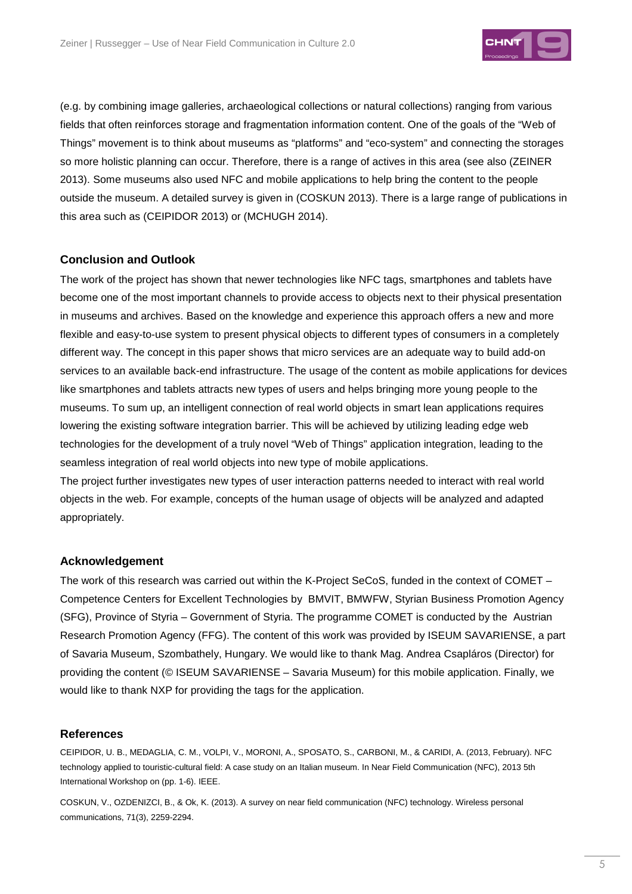(e.g. by combining image galleries, archaeological collections or natural collections) ranging from various fields that often reinforces storage and fragmentation information content. One of the goals of the "Web of Things" movement is to think about museums as "platforms" and "eco-system" and connecting the storages so more holistic planning can occur. Therefore, there is a range of actives in this area (see also (ZEINER 2013). Some museums also used NFC and mobile applications to help bring the content to the people outside the museum. A detailed survey is given in (COSKUN 2013). There is a large range of publications in this area such as (CEIPIDOR 2013) or (MCHUGH 2014).

## Conclusion and Outlook

The work of the project has shown that newer technologies like NFC tags, smartphones and tablets have become one of the most important channels to provide access to objects next to their physical presentation in museums and archives. Based on the knowledge and experience this approach offers a new and more flexible and easy-to-use system to present physical objects to different types of consumers in a completely different way. The concept in this paper shows that micro services are an adequate way to build add-on services to an available back-end infrastructure. The usage of the content as mobile applications for devices like smartphones and tablets attracts new types of users and helps bringing more young people to the museums. To sum up, an intelligent connection of real world objects in smart lean applications requires lowering the existing software integration barrier. This will be achieved by utilizing leading edge web technologies for the development of a truly novel "Web of Things" application integration, leading to the seamless integration of real world objects into new type of mobile applications.

The project further investigates new types of user interaction patterns needed to interact with real world objects in the web. For example, concepts of the human usage of objects will be analyzed and adapted appropriately.

## Acknowledgement

The work of this research was carried out within the K-Project SeCoS, funded in the context of COMET – Competence Centers for Excellent Technologies by BMVIT, BMWFW, Styrian Business Promotion Agency (SFG), Province of Styria – Government of Styria. The programme COMET is conducted by the Austrian Research Promotion Agency (FFG). The content of this work was provided by ISEUM SAVARIENSE, a part of Savaria Museum, Szombathely, Hungary. We would like to thank Mag. Andrea Csapláros (Director) for providing the content (© ISEUM SAVARIENSE – Savaria Museum) for this mobile application. Finally, we would like to thank NXP for providing the tags for the application.

## References

CEIPIDOR, U. B., MEDAGLIA, C. M., VOLPI, V., MORONI, A., SPOSATO, S., CARBONI, M., & CARIDI, A. (2013, February). NFC technology applied to touristic-cultural field: A case study on an Italian museum. In Near Field Communication (NFC), 2013 5th International Workshop on (pp. 1-6). IEEE.

COSKUN, V., OZDENIZCI, B., & Ok, K. (2013). A survey on near field communication (NFC) technology. Wireless personal communications, 71(3), 2259-2294.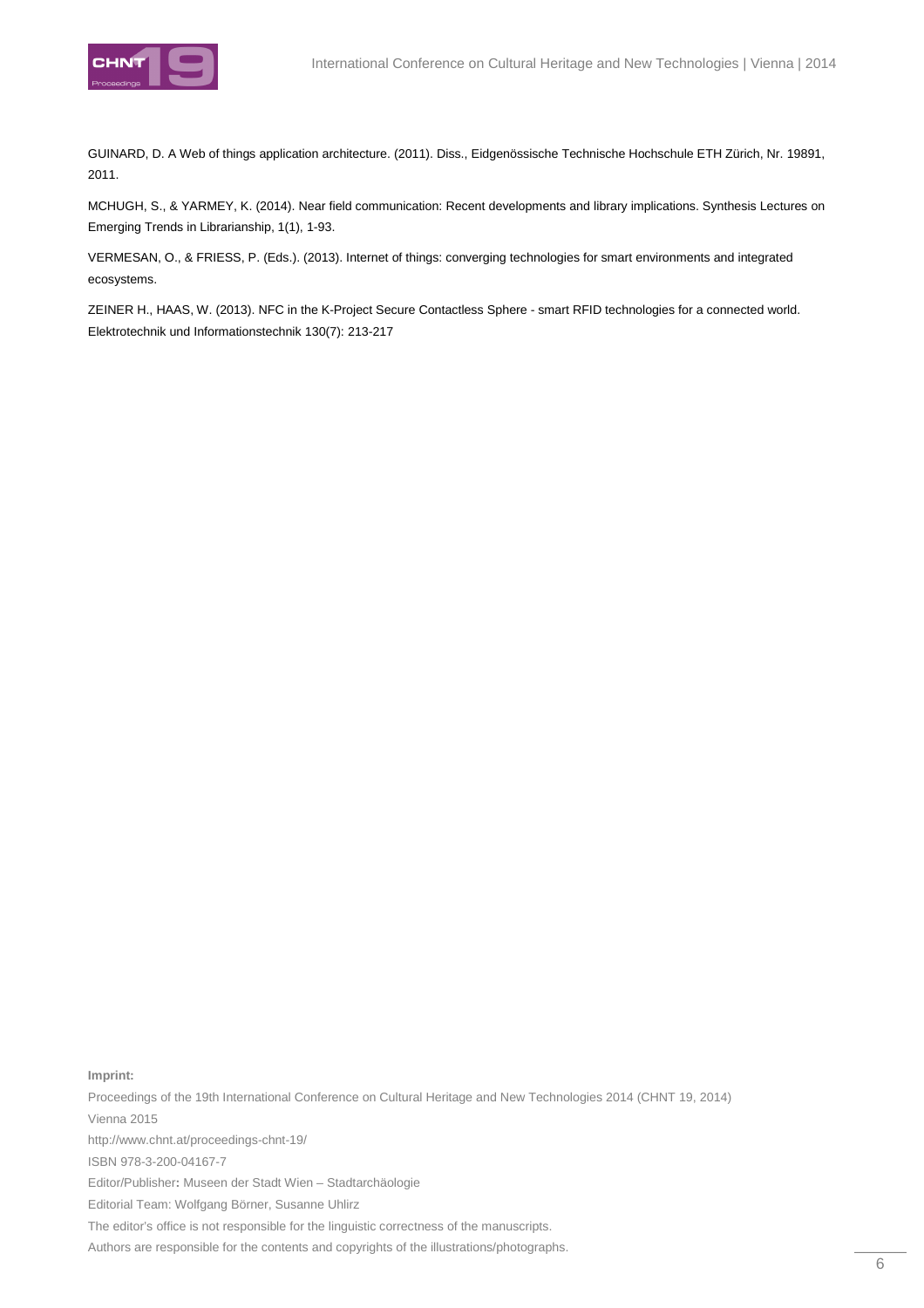GUINARD, D. A Web of things application architecture. (2011). Diss., Eidgenössische Technische Hochschule ETH Zürich, Nr. 19891, 2011.

MCHUGH, S., & YARMEY, K. (2014). Near field communication: Recent developments and library implications. Synthesis Lectures on Emerging Trends in Librarianship, 1(1), 1-93.

VERMESAN, O., & FRIESS, P. (Eds.). (2013). Internet of things: converging technologies for smart environments and integrated ecosystems.

ZEINER H., HAAS, W. (2013). NFC in the K-Project Secure Contactless Sphere - smart RFID technologies for a connected world. Elektrotechnik und Informationstechnik 130(7): 213-217

**Imprint:**

Proceedings of the 19th International Conference on Cultural Heritage and New Technologies 2014 (CHNT 19, 2014)

Vienna 2015

http://www.chnt.at/proceedings-chnt-19/

ISBN 978-3-200-04167-7

Editor/Publisher**:** Museen der Stadt Wien – Stadtarchäologie

Editorial Team: Wolfgang Börner, Susanne Uhlirz

The editor's office is not responsible for the linguistic correctness of the manuscripts.

Authors are responsible for the contents and copyrights of the illustrations/photographs.